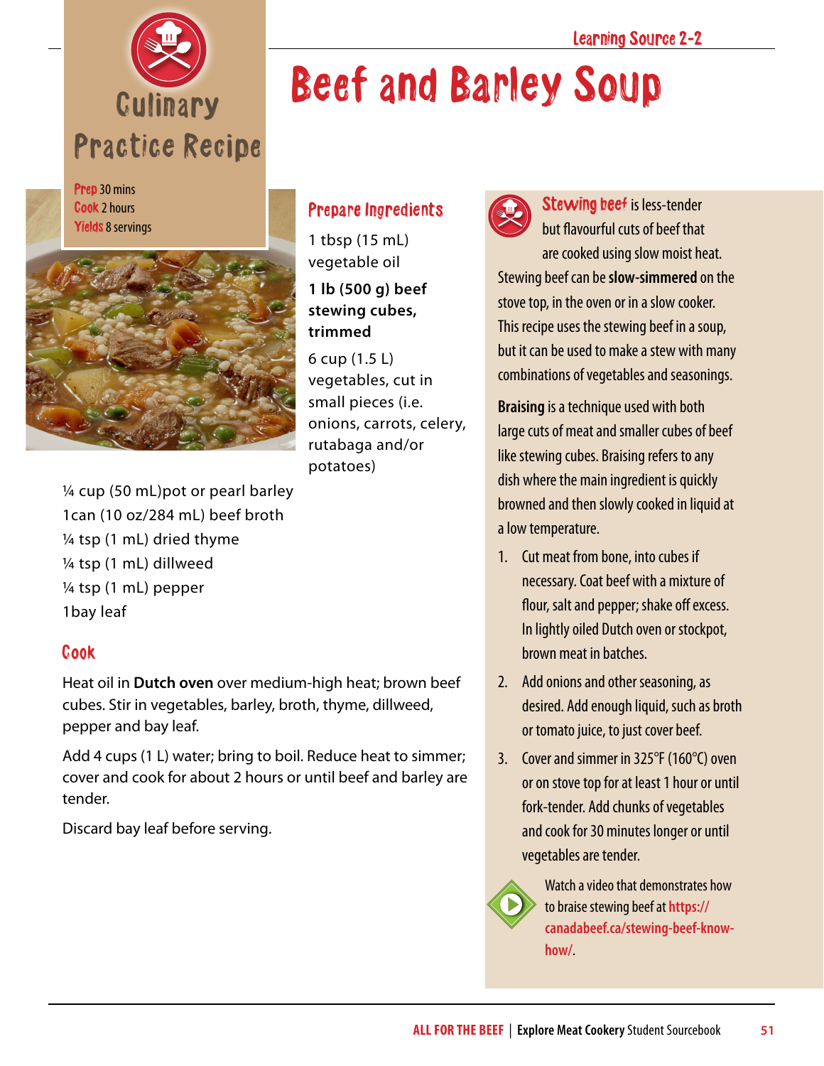Learning Source 2-2

# Beef and Barley Soup

## Culinary Practice Recipe

**Prep** 30 mins
**Cook** 2 hours
**Yields** 8 servings

### Prepare Ingredients

1 tbsp (15 mL) vegetable oil

**1 lb (500 g) beef stewing cubes, trimmed**

6 cup (1.5 L) vegetables, cut in small pieces (i.e. onions, carrots, celery, rutabaga and/or potatoes)

¼ cup (50 mL)pot or pearl barley
1can (10 oz/284 mL) beef broth
¼ tsp (1 mL) dried thyme
¼ tsp (1 mL) dillweed
¼ tsp (1 mL) pepper
1bay leaf

### Cook

Heat oil in **Dutch oven** over medium-high heat; brown beef cubes. Stir in vegetables, barley, broth, thyme, dillweed, pepper and bay leaf.

Add 4 cups (1 L) water; bring to boil. Reduce heat to simmer; cover and cook for about 2 hours or until beef and barley are tender.

Discard bay leaf before serving.

**Stewing beef** is less-tender but flavourful cuts of beef that are cooked using slow moist heat. Stewing beef can be **slow-simmered** on the stove top, in the oven or in a slow cooker. This recipe uses the stewing beef in a soup, but it can be used to make a stew with many combinations of vegetables and seasonings.

**Braising** is a technique used with both large cuts of meat and smaller cubes of beef like stewing cubes. Braising refers to any dish where the main ingredient is quickly browned and then slowly cooked in liquid at a low temperature.

1. Cut meat from bone, into cubes if necessary. Coat beef with a mixture of flour, salt and pepper; shake off excess. In lightly oiled Dutch oven or stockpot, brown meat in batches.
2. Add onions and other seasoning, as desired. Add enough liquid, such as broth or tomato juice, to just cover beef.
3. Cover and simmer in 325°F (160°C) oven or on stove top for at least 1 hour or until fork-tender. Add chunks of vegetables and cook for 30 minutes longer or until vegetables are tender.

Watch a video that demonstrates how to braise stewing beef at **https://canadabeef.ca/stewing-beef-know-how/**.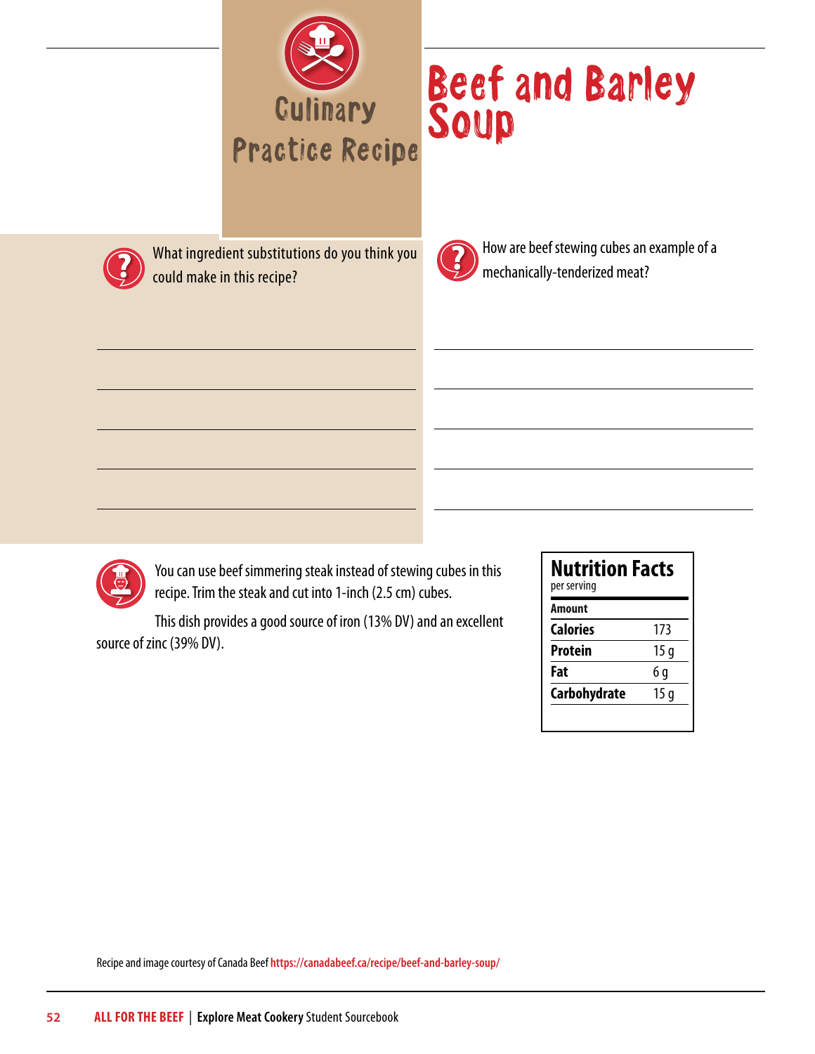Culinary Practice Recipe

# Beef and Barley Soup

What ingredient substitutions do you think you could make in this recipe?

How are beef stewing cubes an example of a mechanically-tenderized meat?

You can use beef simmering steak instead of stewing cubes in this recipe. Trim the steak and cut into 1-inch (2.5 cm) cubes.

This dish provides a good source of iron (13% DV) and an excellent source of zinc (39% DV).

**Nutrition Facts**
per serving

| Amount | |
|---|---|
| **Calories** | 173 |
| **Protein** | 15 g |
| **Fat** | 6 g |
| **Carbohydrate** | 15 g |

Recipe and image courtesy of Canada Beef https://canadabeef.ca/recipe/beef-and-barley-soup/